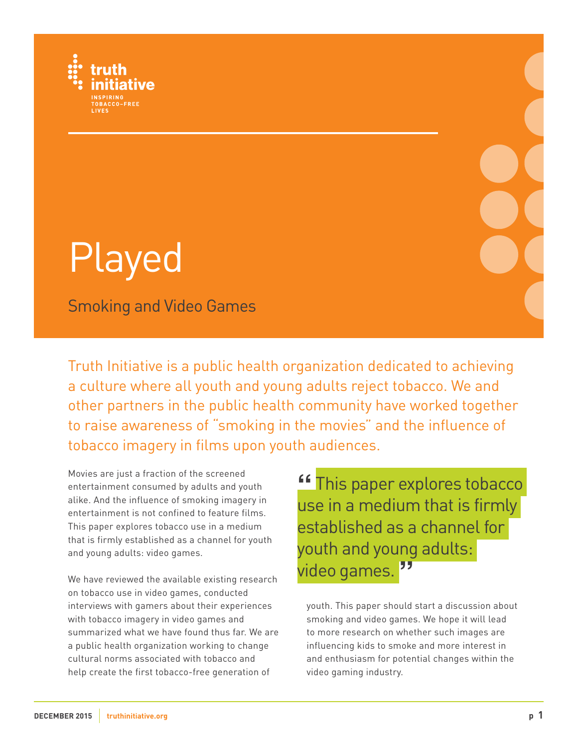truth initiative

INSPIRING TOBACCO-FREE LIVES

# Played

## Smoking and Video Games

Truth Initiative is a public health organization dedicated to achieving a culture where all youth and young adults reject tobacco. We and other partners in the public health community have worked together to raise awareness of "smoking in the movies" and the influence of tobacco imagery in films upon youth audiences.

Movies are just a fraction of the screened entertainment consumed by adults and youth alike. And the influence of smoking imagery in entertainment is not confined to feature films. This paper explores tobacco use in a medium that is firmly established as a channel for youth and young adults: video games.

We have reviewed the available existing research on tobacco use in video games, conducted interviews with gamers about their experiences with tobacco imagery in video games and summarized what we have found thus far. We are a public health organization working to change cultural norms associated with tobacco and help create the first tobacco-free generation of youth. This paper should start a discussion about smoking and video games. We hope it will lead to more research on whether such images are influencing kids to smoke and more interest in and enthusiasm for potential changes within the video gaming industry.

> "This paper explores tobacco use in a medium that is firmly established as a channel for youth and young adults: video games."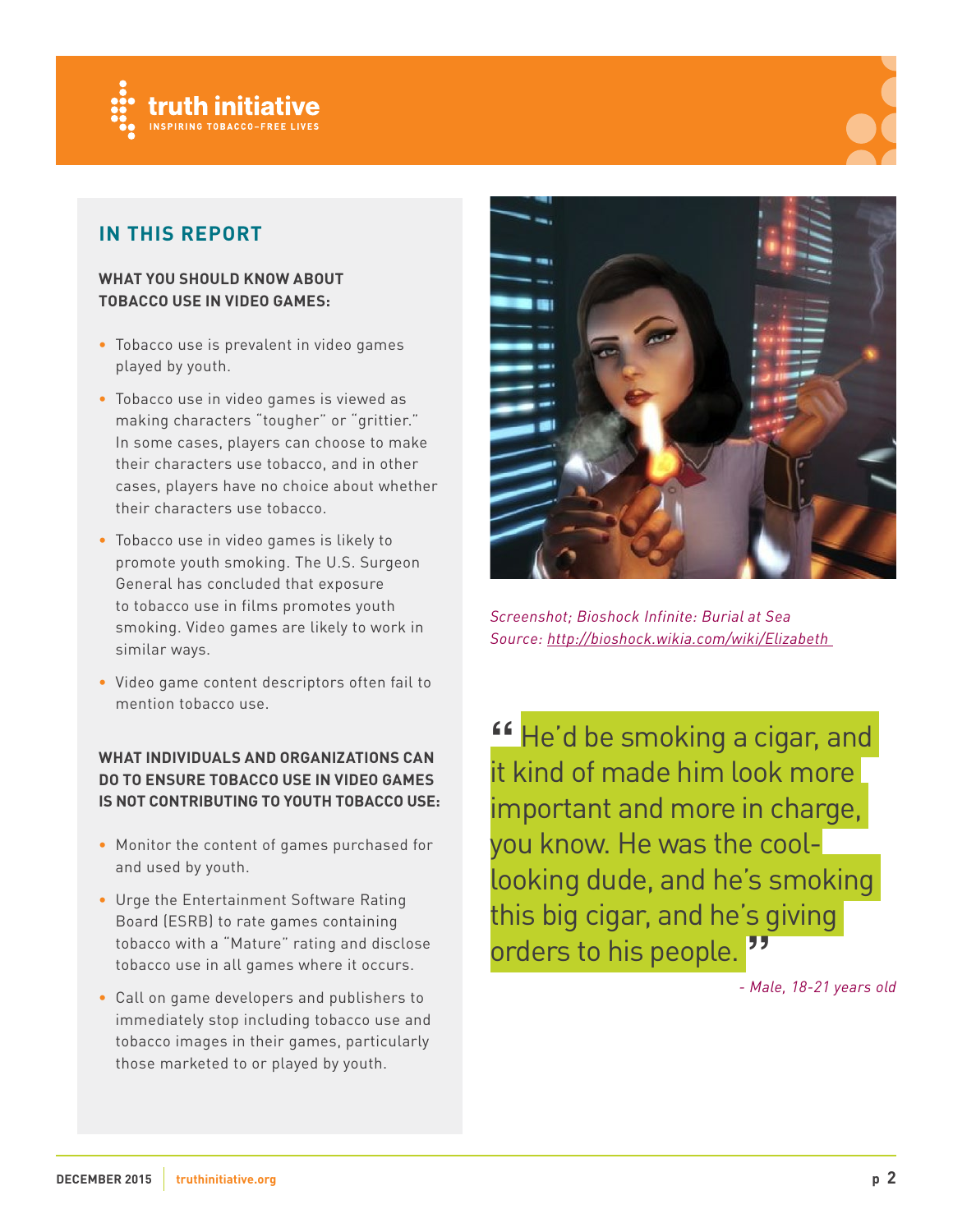## IN THIS REPORT

**WHAT YOU SHOULD KNOW ABOUT TOBACCO USE IN VIDEO GAMES:**

- Tobacco use is prevalent in video games played by youth.
- Tobacco use in video games is viewed as making characters "tougher" or "grittier." In some cases, players can choose to make their characters use tobacco, and in other cases, players have no choice about whether their characters use tobacco.
- Tobacco use in video games is likely to promote youth smoking. The U.S. Surgeon General has concluded that exposure to tobacco use in films promotes youth smoking. Video games are likely to work in similar ways.
- Video game content descriptors often fail to mention tobacco use.

**WHAT INDIVIDUALS AND ORGANIZATIONS CAN DO TO ENSURE TOBACCO USE IN VIDEO GAMES IS NOT CONTRIBUTING TO YOUTH TOBACCO USE:**

- Monitor the content of games purchased for and used by youth.
- Urge the Entertainment Software Rating Board (ESRB) to rate games containing tobacco with a "Mature" rating and disclose tobacco use in all games where it occurs.
- Call on game developers and publishers to immediately stop including tobacco use and tobacco images in their games, particularly those marketed to or played by youth.

*Screenshot; Bioshock Infinite: Burial at Sea*
*Source: http://bioshock.wikia.com/wiki/Elizabeth*

> "He'd be smoking a cigar, and it kind of made him look more important and more in charge, you know. He was the cool-looking dude, and he's smoking this big cigar, and he's giving orders to his people."
>
> *- Male, 18-21 years old*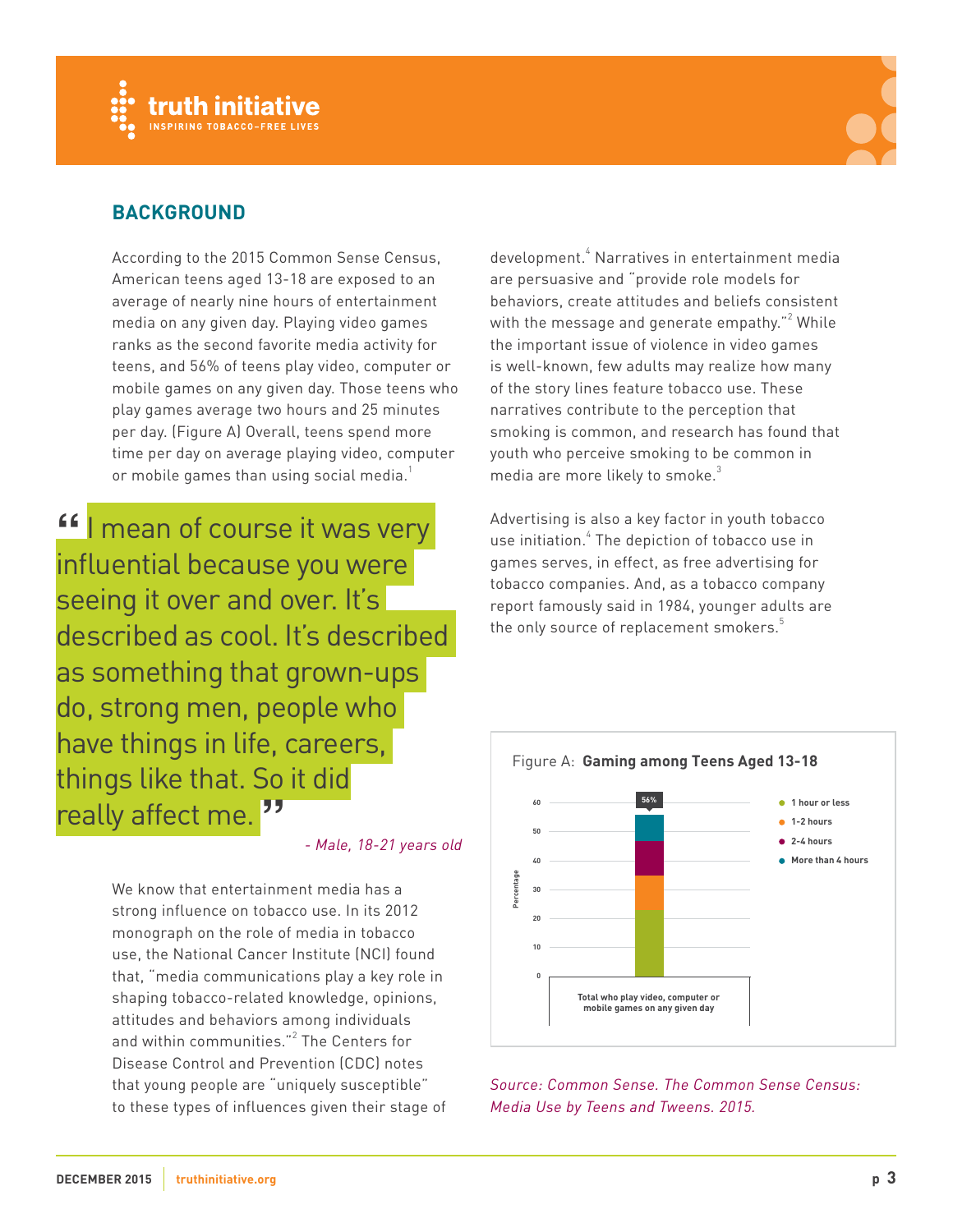## BACKGROUND

According to the 2015 Common Sense Census, American teens aged 13-18 are exposed to an average of nearly nine hours of entertainment media on any given day. Playing video games ranks as the second favorite media activity for teens, and 56% of teens play video, computer or mobile games on any given day. Those teens who play games average two hours and 25 minutes per day. (Figure A) Overall, teens spend more time per day on average playing video, computer or mobile games than using social media.[1]

> "I mean of course it was very influential because you were seeing it over and over. It's described as cool. It's described as something that grown-ups do, strong men, people who have things in life, careers, things like that. So it did really affect me."
>
> *- Male, 18-21 years old*

We know that entertainment media has a strong influence on tobacco use. In its 2012 monograph on the role of media in tobacco use, the National Cancer Institute (NCI) found that, "media communications play a key role in shaping tobacco-related knowledge, opinions, attitudes and behaviors among individuals and within communities."[2] The Centers for Disease Control and Prevention (CDC) notes that young people are "uniquely susceptible" to these types of influences given their stage of development.[4] Narratives in entertainment media are persuasive and "provide role models for behaviors, create attitudes and beliefs consistent with the message and generate empathy."[2] While the important issue of violence in video games is well-known, few adults may realize how many of the story lines feature tobacco use. These narratives contribute to the perception that smoking is common, and research has found that youth who perceive smoking to be common in media are more likely to smoke.[3]

Advertising is also a key factor in youth tobacco use initiation.[4] The depiction of tobacco use in games serves, in effect, as free advertising for tobacco companies. And, as a tobacco company report famously said in 1984, younger adults are the only source of replacement smokers.[5]

Figure A: **Gaming among Teens Aged 13-18**

Stacked bar: Total who play video, computer or mobile games on any given day — 56%. Legend: 1 hour or less; 1-2 hours; 2-4 hours; More than 4 hours. (Y-axis: Percentage, 0–60)

*Source: Common Sense. The Common Sense Census: Media Use by Teens and Tweens. 2015.*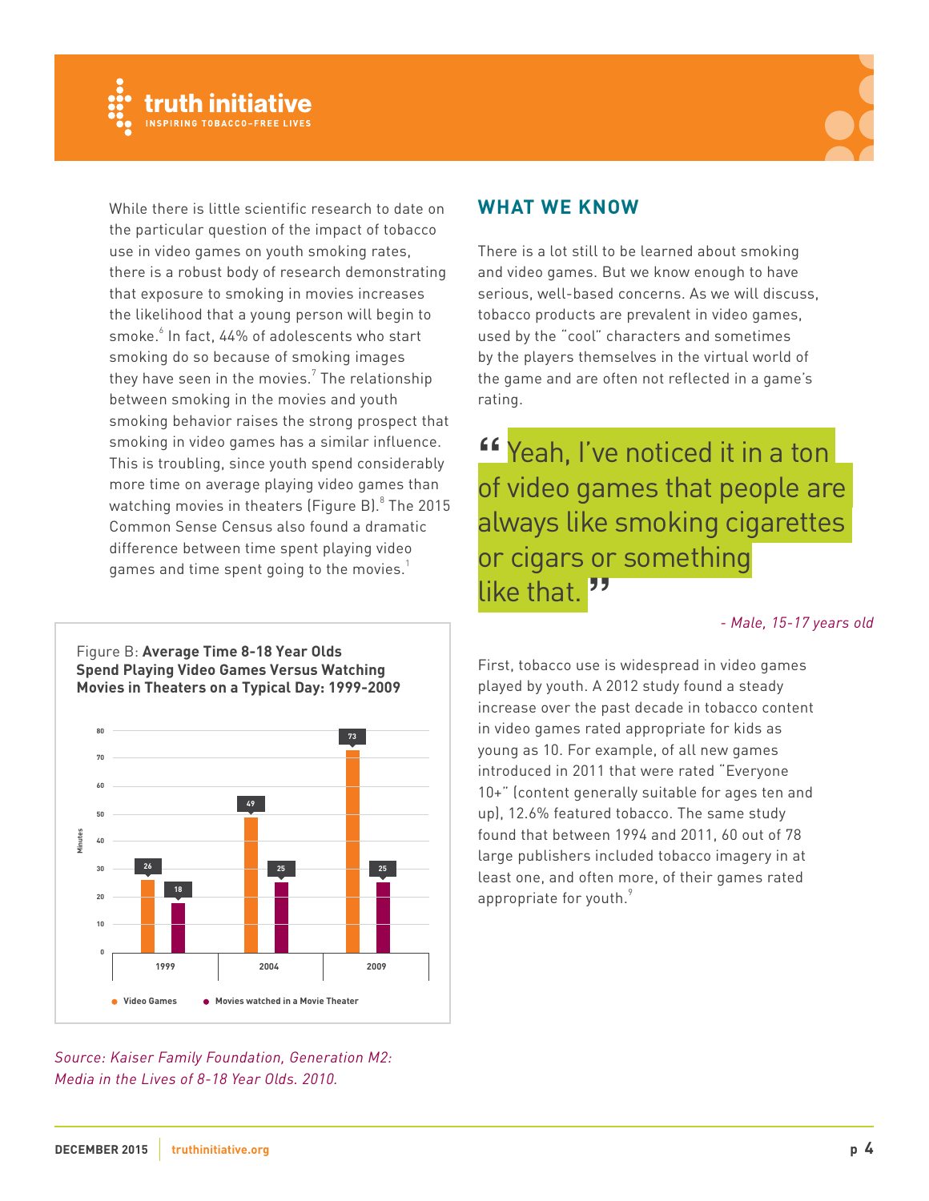While there is little scientific research to date on the particular question of the impact of tobacco use in video games on youth smoking rates, there is a robust body of research demonstrating that exposure to smoking in movies increases the likelihood that a young person will begin to smoke.[6] In fact, 44% of adolescents who start smoking do so because of smoking images they have seen in the movies.[7] The relationship between smoking in the movies and youth smoking behavior raises the strong prospect that smoking in video games has a similar influence. This is troubling, since youth spend considerably more time on average playing video games than watching movies in theaters (Figure B).[8] The 2015 Common Sense Census also found a dramatic difference between time spent playing video games and time spent going to the movies.[1]

Figure B: **Average Time 8-18 Year Olds Spend Playing Video Games Versus Watching Movies in Theaters on a Typical Day: 1999-2009**

| Year | Video Games (Minutes) | Movies watched in a Movie Theater (Minutes) |
|---|---|---|
| 1999 | 26 | 18 |
| 2004 | 49 | 25 |
| 2009 | 73 | 25 |

*Source: Kaiser Family Foundation, Generation M2: Media in the Lives of 8-18 Year Olds. 2010.*

## WHAT WE KNOW

There is a lot still to be learned about smoking and video games. But we know enough to have serious, well-based concerns. As we will discuss, tobacco products are prevalent in video games, used by the "cool" characters and sometimes by the players themselves in the virtual world of the game and are often not reflected in a game's rating.

> "Yeah, I've noticed it in a ton of video games that people are always like smoking cigarettes or cigars or something like that."
>
> *- Male, 15-17 years old*

First, tobacco use is widespread in video games played by youth. A 2012 study found a steady increase over the past decade in tobacco content in video games rated appropriate for kids as young as 10. For example, of all new games introduced in 2011 that were rated "Everyone 10+" (content generally suitable for ages ten and up), 12.6% featured tobacco. The same study found that between 1994 and 2011, 60 out of 78 large publishers included tobacco imagery in at least one, and often more, of their games rated appropriate for youth.[9]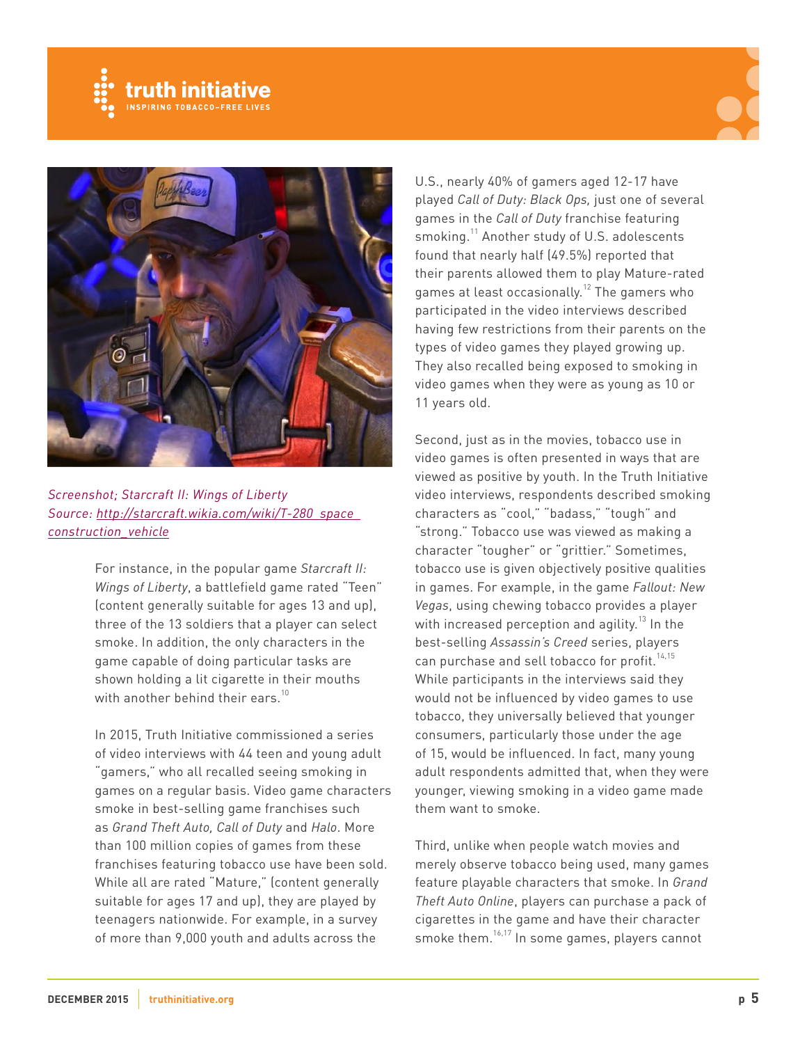*Screenshot; Starcraft II: Wings of Liberty*
*Source: http://starcraft.wikia.com/wiki/T-280_space_construction_vehicle*

For instance, in the popular game *Starcraft II: Wings of Liberty*, a battlefield game rated "Teen" (content generally suitable for ages 13 and up), three of the 13 soldiers that a player can select smoke. In addition, the only characters in the game capable of doing particular tasks are shown holding a lit cigarette in their mouths with another behind their ears.[10]

In 2015, Truth Initiative commissioned a series of video interviews with 44 teen and young adult "gamers," who all recalled seeing smoking in games on a regular basis. Video game characters smoke in best-selling game franchises such as *Grand Theft Auto*, *Call of Duty* and *Halo*. More than 100 million copies of games from these franchises featuring tobacco use have been sold. While all are rated "Mature," (content generally suitable for ages 17 and up), they are played by teenagers nationwide. For example, in a survey of more than 9,000 youth and adults across the U.S., nearly 40% of gamers aged 12-17 have played *Call of Duty: Black Ops,* just one of several games in the *Call of Duty* franchise featuring smoking.[11] Another study of U.S. adolescents found that nearly half (49.5%) reported that their parents allowed them to play Mature-rated games at least occasionally.[12] The gamers who participated in the video interviews described having few restrictions from their parents on the types of video games they played growing up. They also recalled being exposed to smoking in video games when they were as young as 10 or 11 years old.

Second, just as in the movies, tobacco use in video games is often presented in ways that are viewed as positive by youth. In the Truth Initiative video interviews, respondents described smoking characters as "cool," "badass," "tough" and "strong." Tobacco use was viewed as making a character "tougher" or "grittier." Sometimes, tobacco use is given objectively positive qualities in games. For example, in the game *Fallout: New Vegas*, using chewing tobacco provides a player with increased perception and agility.[13] In the best-selling *Assassin's Creed* series, players can purchase and sell tobacco for profit.[14,15] While participants in the interviews said they would not be influenced by video games to use tobacco, they universally believed that younger consumers, particularly those under the age of 15, would be influenced. In fact, many young adult respondents admitted that, when they were younger, viewing smoking in a video game made them want to smoke.

Third, unlike when people watch movies and merely observe tobacco being used, many games feature playable characters that smoke. In *Grand Theft Auto Online*, players can purchase a pack of cigarettes in the game and have their character smoke them.[16,17] In some games, players cannot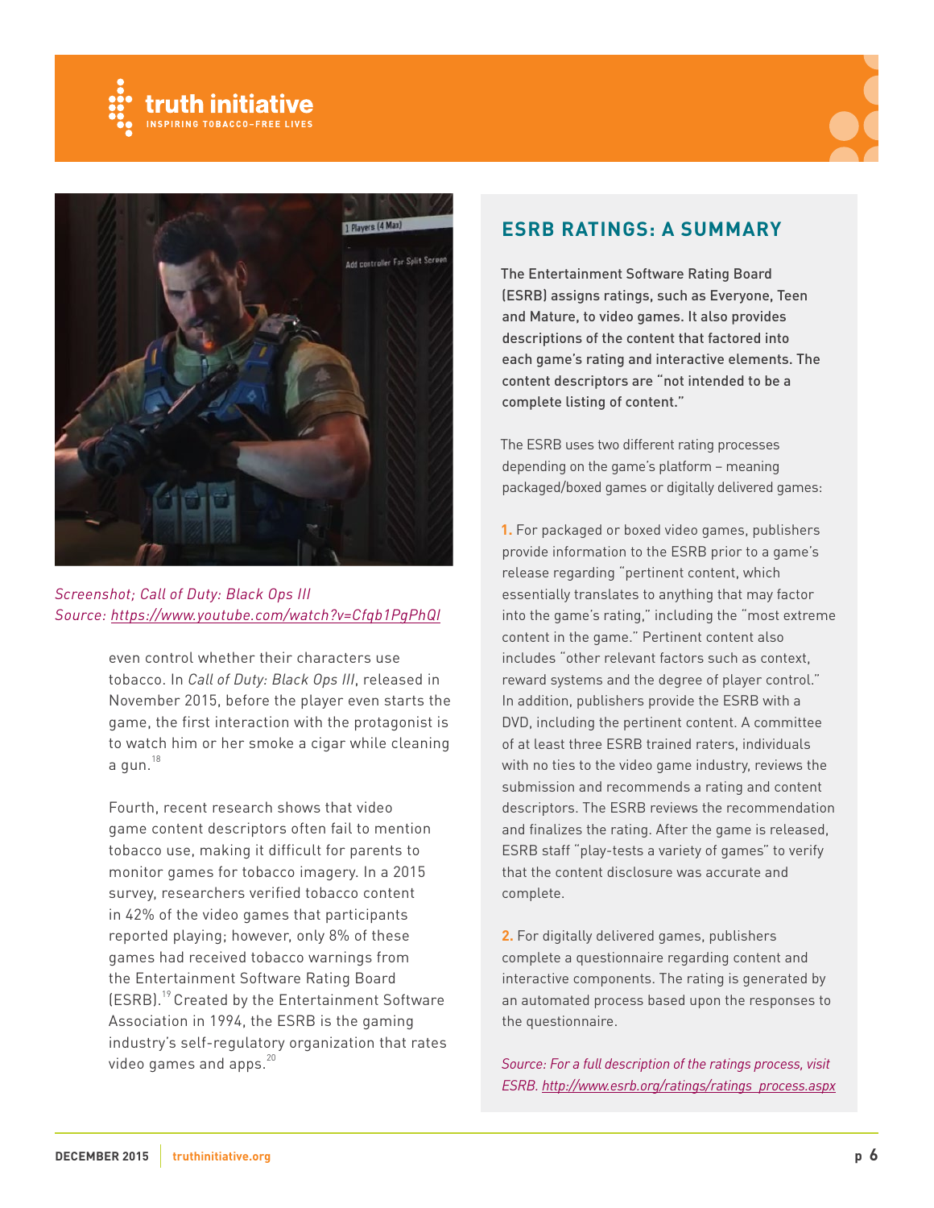*Screenshot; Call of Duty: Black Ops III*
*Source: https://www.youtube.com/watch?v=Cfqb1PgPhQI*

even control whether their characters use tobacco. In *Call of Duty: Black Ops III*, released in November 2015, before the player even starts the game, the first interaction with the protagonist is to watch him or her smoke a cigar while cleaning a gun.[18]

Fourth, recent research shows that video game content descriptors often fail to mention tobacco use, making it difficult for parents to monitor games for tobacco imagery. In a 2015 survey, researchers verified tobacco content in 42% of the video games that participants reported playing; however, only 8% of these games had received tobacco warnings from the Entertainment Software Rating Board (ESRB).[19] Created by the Entertainment Software Association in 1994, the ESRB is the gaming industry's self-regulatory organization that rates video games and apps.[20]

## ESRB RATINGS: A SUMMARY

The Entertainment Software Rating Board (ESRB) assigns ratings, such as Everyone, Teen and Mature, to video games. It also provides descriptions of the content that factored into each game's rating and interactive elements. The content descriptors are "not intended to be a complete listing of content."

The ESRB uses two different rating processes depending on the game's platform – meaning packaged/boxed games or digitally delivered games:

**1.** For packaged or boxed video games, publishers provide information to the ESRB prior to a game's release regarding "pertinent content, which essentially translates to anything that may factor into the game's rating," including the "most extreme content in the game." Pertinent content also includes "other relevant factors such as context, reward systems and the degree of player control." In addition, publishers provide the ESRB with a DVD, including the pertinent content. A committee of at least three ESRB trained raters, individuals with no ties to the video game industry, reviews the submission and recommends a rating and content descriptors. The ESRB reviews the recommendation and finalizes the rating. After the game is released, ESRB staff "play-tests a variety of games" to verify that the content disclosure was accurate and complete.

**2.** For digitally delivered games, publishers complete a questionnaire regarding content and interactive components. The rating is generated by an automated process based upon the responses to the questionnaire.

*Source: For a full description of the ratings process, visit ESRB. http://www.esrb.org/ratings/ratings_process.aspx*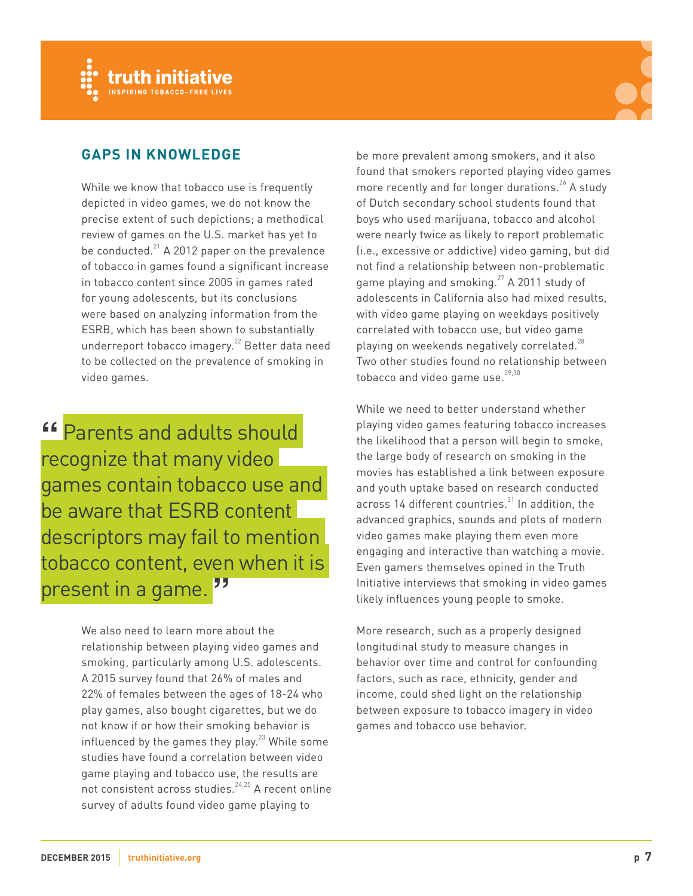## GAPS IN KNOWLEDGE

While we know that tobacco use is frequently depicted in video games, we do not know the precise extent of such depictions; a methodical review of games on the U.S. market has yet to be conducted.[21] A 2012 paper on the prevalence of tobacco in games found a significant increase in tobacco content since 2005 in games rated for young adolescents, but its conclusions were based on analyzing information from the ESRB, which has been shown to substantially underreport tobacco imagery.[22] Better data need to be collected on the prevalence of smoking in video games.

> "Parents and adults should recognize that many video games contain tobacco use and be aware that ESRB content descriptors may fail to mention tobacco content, even when it is present in a game."

We also need to learn more about the relationship between playing video games and smoking, particularly among U.S. adolescents. A 2015 survey found that 26% of males and 22% of females between the ages of 18-24 who play games, also bought cigarettes, but we do not know if or how their smoking behavior is influenced by the games they play.[23] While some studies have found a correlation between video game playing and tobacco use, the results are not consistent across studies.[24,25] A recent online survey of adults found video game playing to be more prevalent among smokers, and it also found that smokers reported playing video games more recently and for longer durations.[26] A study of Dutch secondary school students found that boys who used marijuana, tobacco and alcohol were nearly twice as likely to report problematic (i.e., excessive or addictive) video gaming, but did not find a relationship between non-problematic game playing and smoking.[27] A 2011 study of adolescents in California also had mixed results, with video game playing on weekdays positively correlated with tobacco use, but video game playing on weekends negatively correlated.[28] Two other studies found no relationship between tobacco and video game use.[29,30]

While we need to better understand whether playing video games featuring tobacco increases the likelihood that a person will begin to smoke, the large body of research on smoking in the movies has established a link between exposure and youth uptake based on research conducted across 14 different countries.[31] In addition, the advanced graphics, sounds and plots of modern video games make playing them even more engaging and interactive than watching a movie. Even gamers themselves opined in the Truth Initiative interviews that smoking in video games likely influences young people to smoke.

More research, such as a properly designed longitudinal study to measure changes in behavior over time and control for confounding factors, such as race, ethnicity, gender and income, could shed light on the relationship between exposure to tobacco imagery in video games and tobacco use behavior.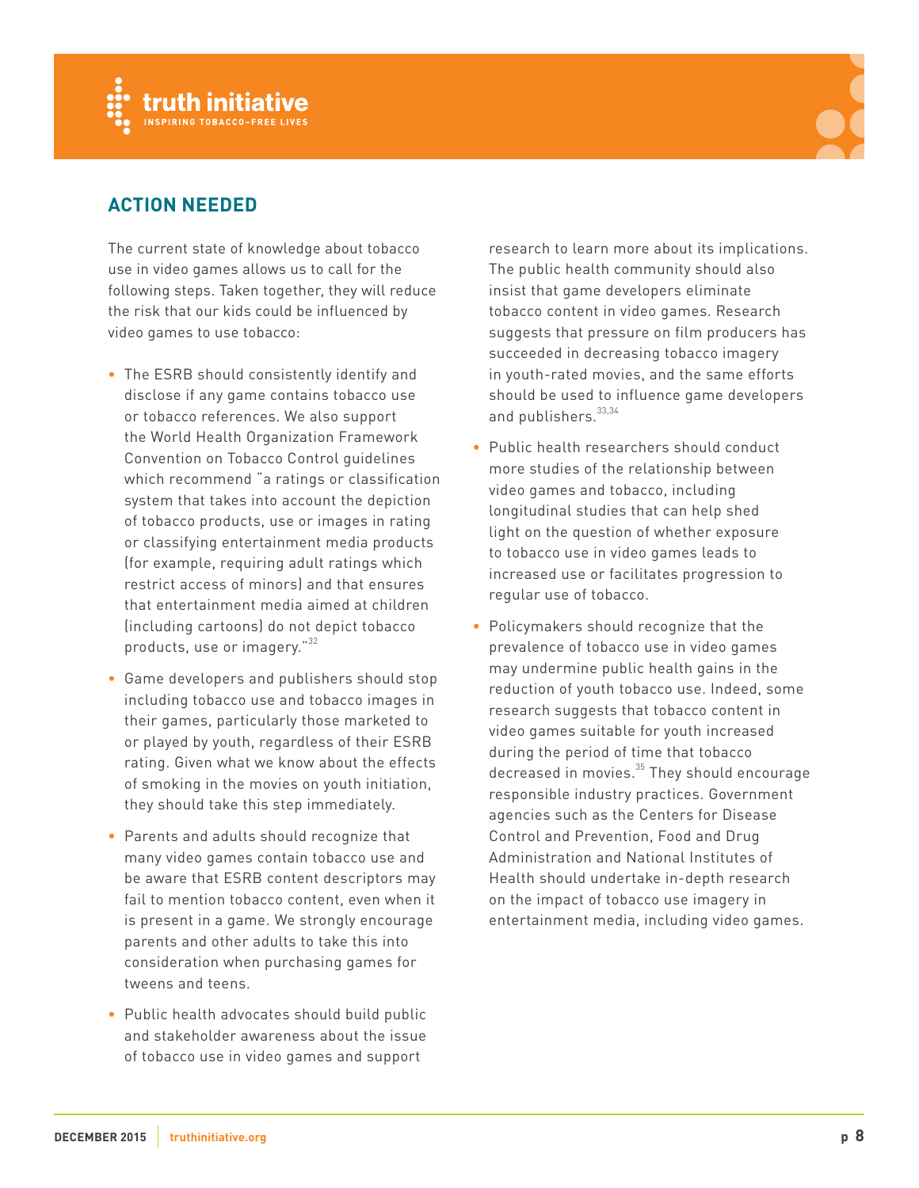## ACTION NEEDED

The current state of knowledge about tobacco use in video games allows us to call for the following steps. Taken together, they will reduce the risk that our kids could be influenced by video games to use tobacco:

- The ESRB should consistently identify and disclose if any game contains tobacco use or tobacco references. We also support the World Health Organization Framework Convention on Tobacco Control guidelines which recommend "a ratings or classification system that takes into account the depiction of tobacco products, use or images in rating or classifying entertainment media products (for example, requiring adult ratings which restrict access of minors) and that ensures that entertainment media aimed at children (including cartoons) do not depict tobacco products, use or imagery."[32]
- Game developers and publishers should stop including tobacco use and tobacco images in their games, particularly those marketed to or played by youth, regardless of their ESRB rating. Given what we know about the effects of smoking in the movies on youth initiation, they should take this step immediately.
- Parents and adults should recognize that many video games contain tobacco use and be aware that ESRB content descriptors may fail to mention tobacco content, even when it is present in a game. We strongly encourage parents and other adults to take this into consideration when purchasing games for tweens and teens.
- Public health advocates should build public and stakeholder awareness about the issue of tobacco use in video games and support research to learn more about its implications. The public health community should also insist that game developers eliminate tobacco content in video games. Research suggests that pressure on film producers has succeeded in decreasing tobacco imagery in youth-rated movies, and the same efforts should be used to influence game developers and publishers.[33,34]
- Public health researchers should conduct more studies of the relationship between video games and tobacco, including longitudinal studies that can help shed light on the question of whether exposure to tobacco use in video games leads to increased use or facilitates progression to regular use of tobacco.
- Policymakers should recognize that the prevalence of tobacco use in video games may undermine public health gains in the reduction of youth tobacco use. Indeed, some research suggests that tobacco content in video games suitable for youth increased during the period of time that tobacco decreased in movies.[35] They should encourage responsible industry practices. Government agencies such as the Centers for Disease Control and Prevention, Food and Drug Administration and National Institutes of Health should undertake in-depth research on the impact of tobacco use imagery in entertainment media, including video games.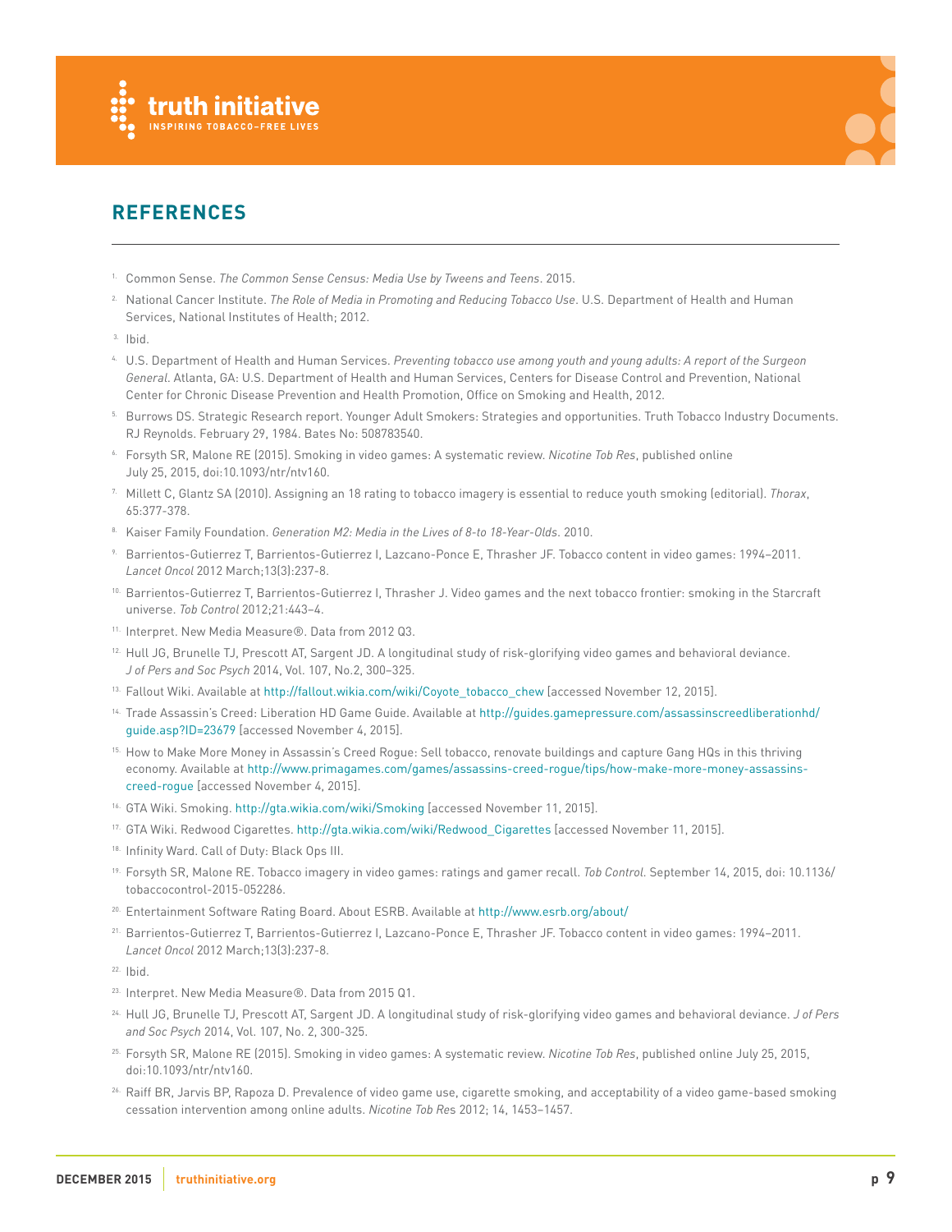## REFERENCES

1. Common Sense. *The Common Sense Census: Media Use by Tweens and Teens*. 2015.
2. National Cancer Institute. *The Role of Media in Promoting and Reducing Tobacco Use*. U.S. Department of Health and Human Services, National Institutes of Health; 2012.
3. Ibid.
4. U.S. Department of Health and Human Services. *Preventing tobacco use among youth and young adults: A report of the Surgeon General*. Atlanta, GA: U.S. Department of Health and Human Services, Centers for Disease Control and Prevention, National Center for Chronic Disease Prevention and Health Promotion, Office on Smoking and Health, 2012.
5. Burrows DS. Strategic Research report. Younger Adult Smokers: Strategies and opportunities. Truth Tobacco Industry Documents. RJ Reynolds. February 29, 1984. Bates No: 508783540.
6. Forsyth SR, Malone RE (2015). Smoking in video games: A systematic review. *Nicotine Tob Res*, published online July 25, 2015, doi:10.1093/ntr/ntv160.
7. Millett C, Glantz SA (2010). Assigning an 18 rating to tobacco imagery is essential to reduce youth smoking (editorial). *Thorax*, 65:377-378.
8. Kaiser Family Foundation. *Generation M2: Media in the Lives of 8-to 18-Year-Olds*. 2010.
9. Barrientos-Gutierrez T, Barrientos-Gutierrez I, Lazcano-Ponce E, Thrasher JF. Tobacco content in video games: 1994–2011. *Lancet Oncol* 2012 March;13(3):237-8.
10. Barrientos-Gutierrez T, Barrientos-Gutierrez I, Thrasher J. Video games and the next tobacco frontier: smoking in the Starcraft universe. *Tob Control* 2012;21:443–4.
11. Interpret. New Media Measure®. Data from 2012 Q3.
12. Hull JG, Brunelle TJ, Prescott AT, Sargent JD. A longitudinal study of risk-glorifying video games and behavioral deviance. *J of Pers and Soc Psych* 2014, Vol. 107, No.2, 300–325.
13. Fallout Wiki. Available at http://fallout.wikia.com/wiki/Coyote_tobacco_chew [accessed November 12, 2015].
14. Trade Assassin's Creed: Liberation HD Game Guide. Available at http://guides.gamepressure.com/assassinscreedliberationhd/guide.asp?ID=23679 [accessed November 4, 2015].
15. How to Make More Money in Assassin's Creed Rogue: Sell tobacco, renovate buildings and capture Gang HQs in this thriving economy. Available at http://www.primagames.com/games/assassins-creed-rogue/tips/how-make-more-money-assassins-creed-rogue [accessed November 4, 2015].
16. GTA Wiki. Smoking. http://gta.wikia.com/wiki/Smoking [accessed November 11, 2015].
17. GTA Wiki. Redwood Cigarettes. http://gta.wikia.com/wiki/Redwood_Cigarettes [accessed November 11, 2015].
18. Infinity Ward. Call of Duty: Black Ops III.
19. Forsyth SR, Malone RE. Tobacco imagery in video games: ratings and gamer recall. *Tob Control*. September 14, 2015, doi: 10.1136/tobaccocontrol-2015-052286.
20. Entertainment Software Rating Board. About ESRB. Available at http://www.esrb.org/about/
21. Barrientos-Gutierrez T, Barrientos-Gutierrez I, Lazcano-Ponce E, Thrasher JF. Tobacco content in video games: 1994–2011. *Lancet Oncol* 2012 March;13(3):237-8.
22. Ibid.
23. Interpret. New Media Measure®. Data from 2015 Q1.
24. Hull JG, Brunelle TJ, Prescott AT, Sargent JD. A longitudinal study of risk-glorifying video games and behavioral deviance. *J of Pers and Soc Psych* 2014, Vol. 107, No. 2, 300-325.
25. Forsyth SR, Malone RE (2015). Smoking in video games: A systematic review. *Nicotine Tob Res*, published online July 25, 2015, doi:10.1093/ntr/ntv160.
26. Raiff BR, Jarvis BP, Rapoza D. Prevalence of video game use, cigarette smoking, and acceptability of a video game-based smoking cessation intervention among online adults. *Nicotine Tob Res* 2012; 14, 1453–1457.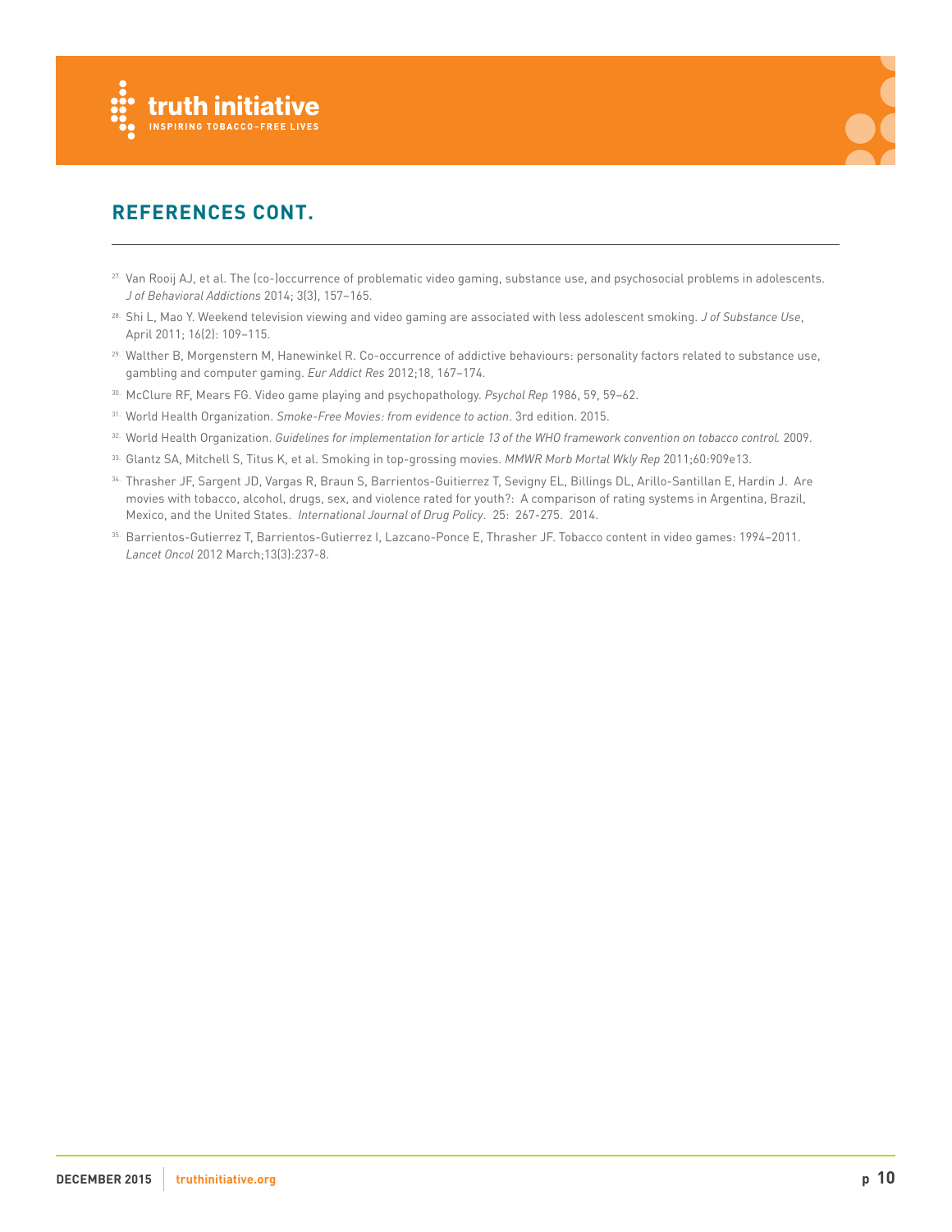## REFERENCES CONT.

27. Van Rooij AJ, et al. The (co-)occurrence of problematic video gaming, substance use, and psychosocial problems in adolescents. *J of Behavioral Addictions* 2014; 3(3), 157–165.
28. Shi L, Mao Y. Weekend television viewing and video gaming are associated with less adolescent smoking. *J of Substance Use*, April 2011; 16(2): 109–115.
29. Walther B, Morgenstern M, Hanewinkel R. Co-occurrence of addictive behaviours: personality factors related to substance use, gambling and computer gaming. *Eur Addict Res* 2012;18, 167–174.
30. McClure RF, Mears FG. Video game playing and psychopathology. *Psychol Rep* 1986, 59, 59–62.
31. World Health Organization. *Smoke-Free Movies: from evidence to action*. 3rd edition. 2015.
32. World Health Organization. *Guidelines for implementation for article 13 of the WHO framework convention on tobacco control.* 2009.
33. Glantz SA, Mitchell S, Titus K, et al. Smoking in top-grossing movies. *MMWR Morb Mortal Wkly Rep* 2011;60:909e13.
34. Thrasher JF, Sargent JD, Vargas R, Braun S, Barrientos-Guitierrez T, Sevigny EL, Billings DL, Arillo-Santillan E, Hardin J. Are movies with tobacco, alcohol, drugs, sex, and violence rated for youth?: A comparison of rating systems in Argentina, Brazil, Mexico, and the United States. *International Journal of Drug Policy*. 25: 267-275. 2014.
35. Barrientos-Gutierrez T, Barrientos-Gutierrez I, Lazcano-Ponce E, Thrasher JF. Tobacco content in video games: 1994–2011. *Lancet Oncol* 2012 March;13(3):237-8.